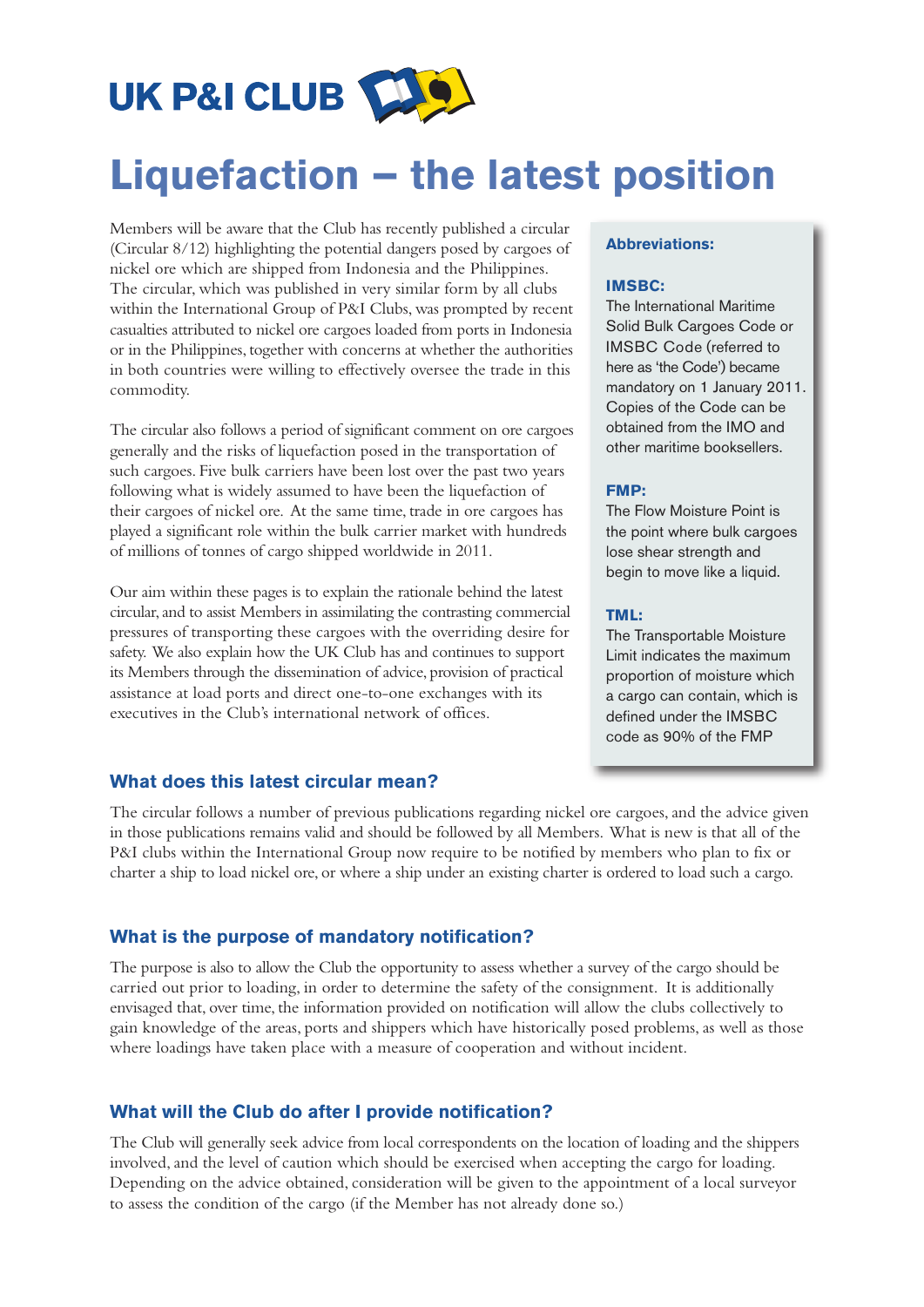UK P&I CLUB

# Liquefaction – the latest position

Members will be aware that the Club has recently published a circular (Circular 8/12) highlighting the potential dangers posed by cargoes of nickel ore which are shipped from Indonesia and the Philippines. The circular, which was published in very similar form by all clubs within the International Group of P&I Clubs, was prompted by recent casualties attributed to nickel ore cargoes loaded from ports in Indonesia or in the Philippines, together with concerns at whether the authorities in both countries were willing to effectively oversee the trade in this commodity.

The circular also follows a period of significant comment on ore cargoes generally and the risks of liquefaction posed in the transportation of such cargoes. Five bulk carriers have been lost over the past two years following what is widely assumed to have been the liquefaction of their cargoes of nickel ore. At the same time, trade in ore cargoes has played a significant role within the bulk carrier market with hundreds of millions of tonnes of cargo shipped worldwide in 2011.

Our aim within these pages is to explain the rationale behind the latest circular, and to assist Members in assimilating the contrasting commercial pressures of transporting these cargoes with the overriding desire for safety. We also explain how the UK Club has and continues to support its Members through the dissemination of advice, provision of practical assistance at load ports and direct one-to-one exchanges with its executives in the Club's international network of offices.

**Abbreviations:**

**IMSBC:**
The International Maritime Solid Bulk Cargoes Code or IMSBC Code (referred to here as 'the Code') became mandatory on 1 January 2011. Copies of the Code can be obtained from the IMO and other maritime booksellers.

**FMP:**
The Flow Moisture Point is the point where bulk cargoes lose shear strength and begin to move like a liquid.

**TML:**
The Transportable Moisture Limit indicates the maximum proportion of moisture which a cargo can contain, which is defined under the IMSBC code as 90% of the FMP

### What does this latest circular mean?

The circular follows a number of previous publications regarding nickel ore cargoes, and the advice given in those publications remains valid and should be followed by all Members. What is new is that all of the P&I clubs within the International Group now require to be notified by members who plan to fix or charter a ship to load nickel ore, or where a ship under an existing charter is ordered to load such a cargo.

### What is the purpose of mandatory notification?

The purpose is also to allow the Club the opportunity to assess whether a survey of the cargo should be carried out prior to loading, in order to determine the safety of the consignment. It is additionally envisaged that, over time, the information provided on notification will allow the clubs collectively to gain knowledge of the areas, ports and shippers which have historically posed problems, as well as those where loadings have taken place with a measure of cooperation and without incident.

### What will the Club do after I provide notification?

The Club will generally seek advice from local correspondents on the location of loading and the shippers involved, and the level of caution which should be exercised when accepting the cargo for loading. Depending on the advice obtained, consideration will be given to the appointment of a local surveyor to assess the condition of the cargo (if the Member has not already done so.)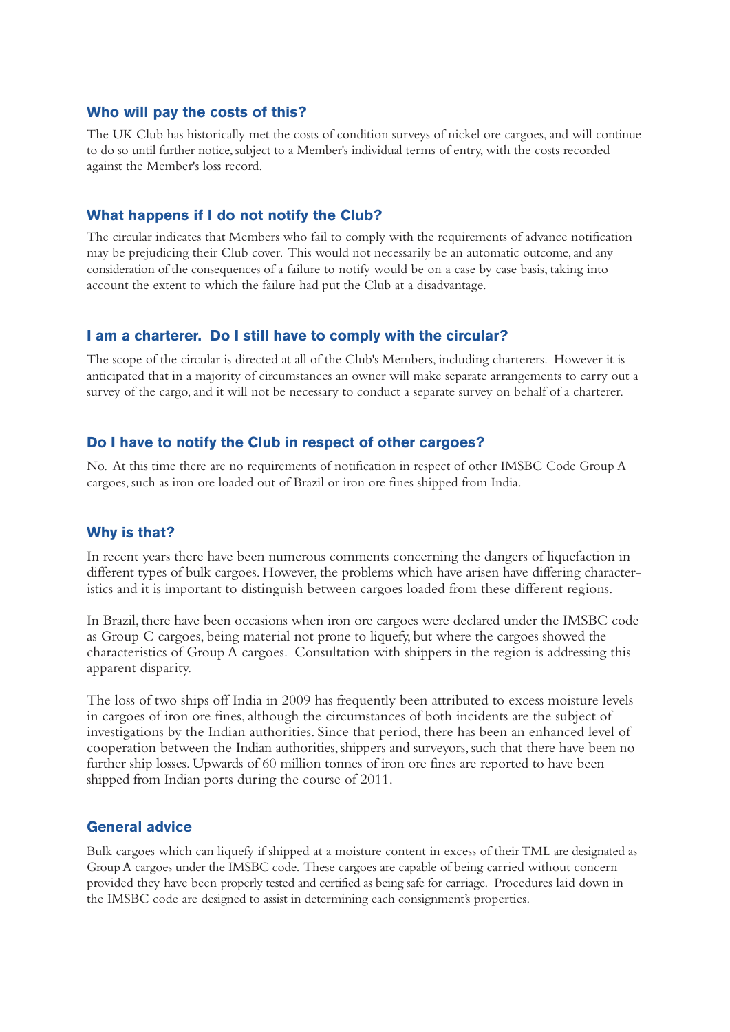### Who will pay the costs of this?

The UK Club has historically met the costs of condition surveys of nickel ore cargoes, and will continue to do so until further notice, subject to a Member's individual terms of entry, with the costs recorded against the Member's loss record.

### What happens if I do not notify the Club?

The circular indicates that Members who fail to comply with the requirements of advance notification may be prejudicing their Club cover. This would not necessarily be an automatic outcome, and any consideration of the consequences of a failure to notify would be on a case by case basis, taking into account the extent to which the failure had put the Club at a disadvantage.

### I am a charterer. Do I still have to comply with the circular?

The scope of the circular is directed at all of the Club's Members, including charterers. However it is anticipated that in a majority of circumstances an owner will make separate arrangements to carry out a survey of the cargo, and it will not be necessary to conduct a separate survey on behalf of a charterer.

### Do I have to notify the Club in respect of other cargoes?

No. At this time there are no requirements of notification in respect of other IMSBC Code Group A cargoes, such as iron ore loaded out of Brazil or iron ore fines shipped from India.

### Why is that?

In recent years there have been numerous comments concerning the dangers of liquefaction in different types of bulk cargoes. However, the problems which have arisen have differing characteristics and it is important to distinguish between cargoes loaded from these different regions.

In Brazil, there have been occasions when iron ore cargoes were declared under the IMSBC code as Group C cargoes, being material not prone to liquefy, but where the cargoes showed the characteristics of Group A cargoes. Consultation with shippers in the region is addressing this apparent disparity.

The loss of two ships off India in 2009 has frequently been attributed to excess moisture levels in cargoes of iron ore fines, although the circumstances of both incidents are the subject of investigations by the Indian authorities. Since that period, there has been an enhanced level of cooperation between the Indian authorities, shippers and surveyors, such that there have been no further ship losses. Upwards of 60 million tonnes of iron ore fines are reported to have been shipped from Indian ports during the course of 2011.

### General advice

Bulk cargoes which can liquefy if shipped at a moisture content in excess of their TML are designated as Group A cargoes under the IMSBC code. These cargoes are capable of being carried without concern provided they have been properly tested and certified as being safe for carriage. Procedures laid down in the IMSBC code are designed to assist in determining each consignment's properties.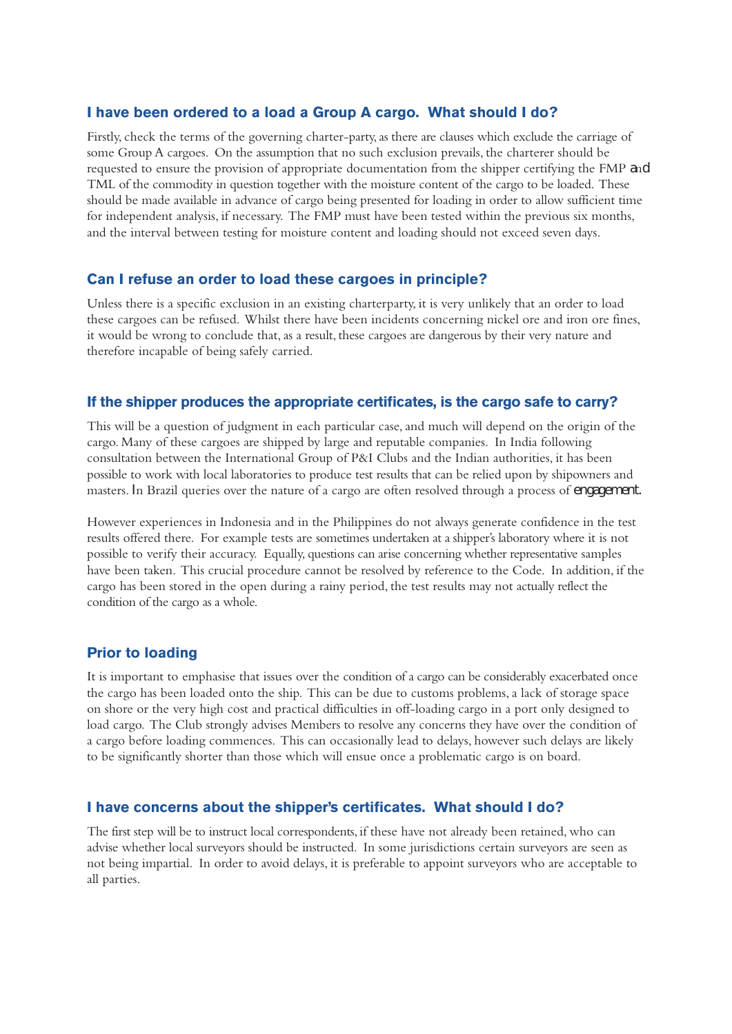## I have been ordered to a load a Group A cargo. What should I do?

Firstly, check the terms of the governing charter-party, as there are clauses which exclude the carriage of some Group A cargoes. On the assumption that no such exclusion prevails, the charterer should be requested to ensure the provision of appropriate documentation from the shipper certifying the FMP and TML of the commodity in question together with the moisture content of the cargo to be loaded. These should be made available in advance of cargo being presented for loading in order to allow sufficient time for independent analysis, if necessary. The FMP must have been tested within the previous six months, and the interval between testing for moisture content and loading should not exceed seven days.

## Can I refuse an order to load these cargoes in principle?

Unless there is a specific exclusion in an existing charterparty, it is very unlikely that an order to load these cargoes can be refused. Whilst there have been incidents concerning nickel ore and iron ore fines, it would be wrong to conclude that, as a result, these cargoes are dangerous by their very nature and therefore incapable of being safely carried.

## If the shipper produces the appropriate certificates, is the cargo safe to carry?

This will be a question of judgment in each particular case, and much will depend on the origin of the cargo. Many of these cargoes are shipped by large and reputable companies. In India following consultation between the International Group of P&I Clubs and the Indian authorities, it has been possible to work with local laboratories to produce test results that can be relied upon by shipowners and masters. In Brazil queries over the nature of a cargo are often resolved through a process of engagement.

However experiences in Indonesia and in the Philippines do not always generate confidence in the test results offered there. For example tests are sometimes undertaken at a shipper's laboratory where it is not possible to verify their accuracy. Equally, questions can arise concerning whether representative samples have been taken. This crucial procedure cannot be resolved by reference to the Code. In addition, if the cargo has been stored in the open during a rainy period, the test results may not actually reflect the condition of the cargo as a whole.

## Prior to loading

It is important to emphasise that issues over the condition of a cargo can be considerably exacerbated once the cargo has been loaded onto the ship. This can be due to customs problems, a lack of storage space on shore or the very high cost and practical difficulties in off-loading cargo in a port only designed to load cargo. The Club strongly advises Members to resolve any concerns they have over the condition of a cargo before loading commences. This can occasionally lead to delays, however such delays are likely to be significantly shorter than those which will ensue once a problematic cargo is on board.

## I have concerns about the shipper's certificates. What should I do?

The first step will be to instruct local correspondents, if these have not already been retained, who can advise whether local surveyors should be instructed. In some jurisdictions certain surveyors are seen as not being impartial. In order to avoid delays, it is preferable to appoint surveyors who are acceptable to all parties.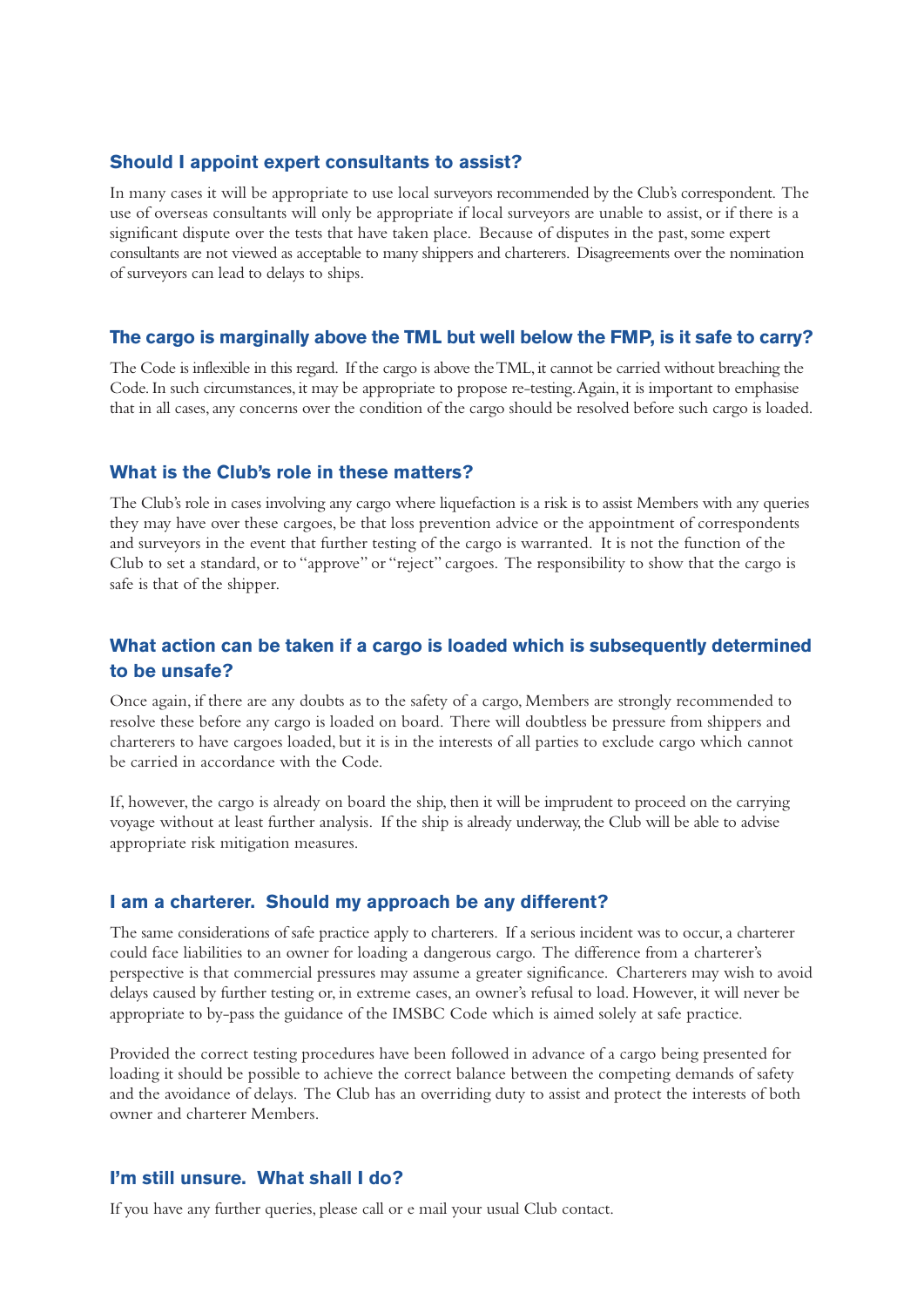### Should I appoint expert consultants to assist?

In many cases it will be appropriate to use local surveyors recommended by the Club's correspondent. The use of overseas consultants will only be appropriate if local surveyors are unable to assist, or if there is a significant dispute over the tests that have taken place. Because of disputes in the past, some expert consultants are not viewed as acceptable to many shippers and charterers. Disagreements over the nomination of surveyors can lead to delays to ships.

### The cargo is marginally above the TML but well below the FMP, is it safe to carry?

The Code is inflexible in this regard. If the cargo is above the TML, it cannot be carried without breaching the Code. In such circumstances, it may be appropriate to propose re-testing. Again, it is important to emphasise that in all cases, any concerns over the condition of the cargo should be resolved before such cargo is loaded.

### What is the Club's role in these matters?

The Club's role in cases involving any cargo where liquefaction is a risk is to assist Members with any queries they may have over these cargoes, be that loss prevention advice or the appointment of correspondents and surveyors in the event that further testing of the cargo is warranted. It is not the function of the Club to set a standard, or to "approve" or "reject" cargoes. The responsibility to show that the cargo is safe is that of the shipper.

### What action can be taken if a cargo is loaded which is subsequently determined to be unsafe?

Once again, if there are any doubts as to the safety of a cargo, Members are strongly recommended to resolve these before any cargo is loaded on board. There will doubtless be pressure from shippers and charterers to have cargoes loaded, but it is in the interests of all parties to exclude cargo which cannot be carried in accordance with the Code.

If, however, the cargo is already on board the ship, then it will be imprudent to proceed on the carrying voyage without at least further analysis. If the ship is already underway, the Club will be able to advise appropriate risk mitigation measures.

### I am a charterer. Should my approach be any different?

The same considerations of safe practice apply to charterers. If a serious incident was to occur, a charterer could face liabilities to an owner for loading a dangerous cargo. The difference from a charterer's perspective is that commercial pressures may assume a greater significance. Charterers may wish to avoid delays caused by further testing or, in extreme cases, an owner's refusal to load. However, it will never be appropriate to by-pass the guidance of the IMSBC Code which is aimed solely at safe practice.

Provided the correct testing procedures have been followed in advance of a cargo being presented for loading it should be possible to achieve the correct balance between the competing demands of safety and the avoidance of delays. The Club has an overriding duty to assist and protect the interests of both owner and charterer Members.

### I'm still unsure. What shall I do?

If you have any further queries, please call or e mail your usual Club contact.